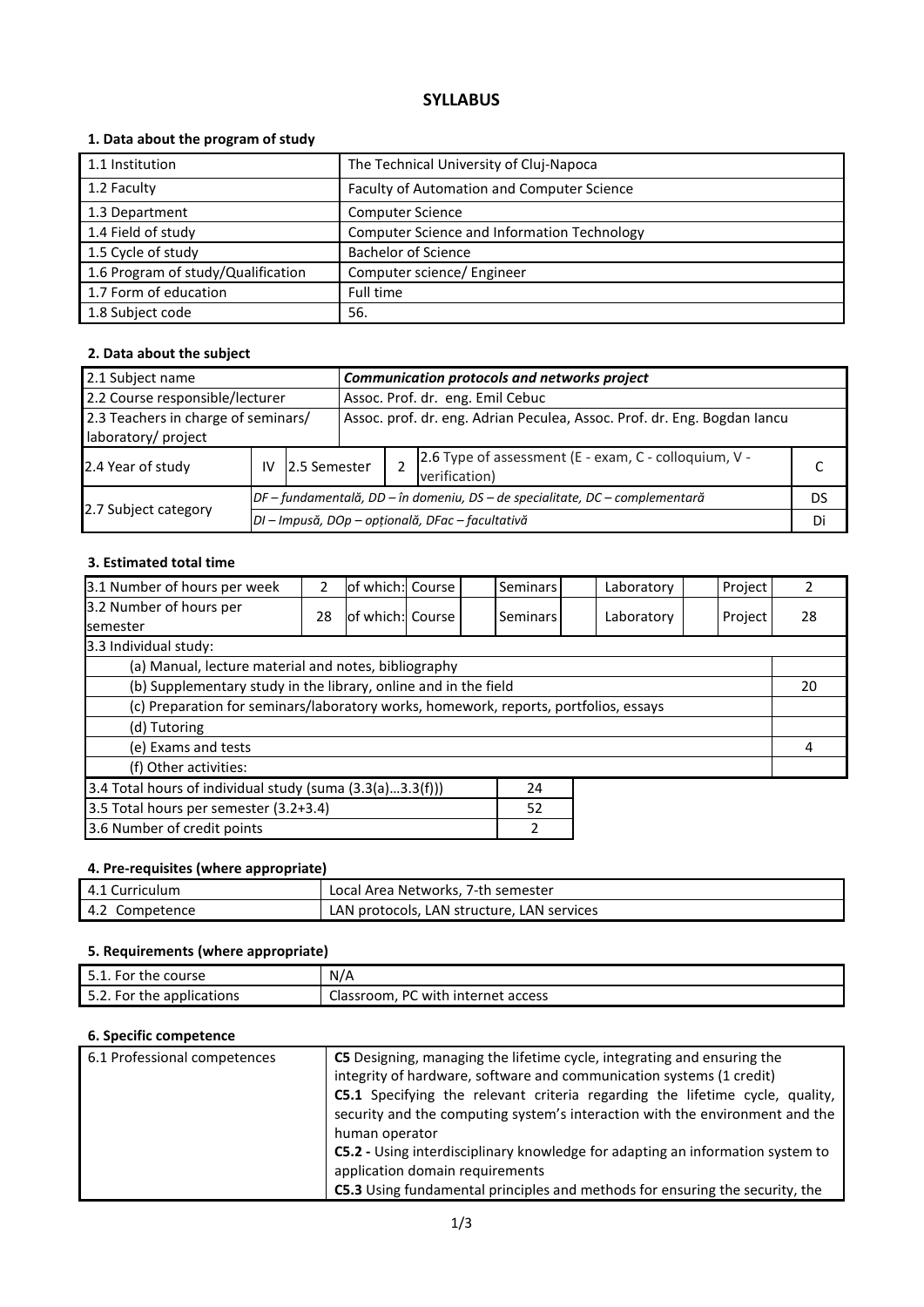# SYLLABUS

## 1. Data about the program of study

| | |
|---|---|
| 1.1 Institution | The Technical University of Cluj-Napoca |
| 1.2 Faculty | Faculty of Automation and Computer Science |
| 1.3 Department | Computer Science |
| 1.4 Field of study | Computer Science and Information Technology |
| 1.5 Cycle of study | Bachelor of Science |
| 1.6 Program of study/Qualification | Computer science/ Engineer |
| 1.7 Form of education | Full time |
| 1.8 Subject code | 56. |

## 2. Data about the subject

| | | | | | | |
|---|---|---|---|---|---|---|
| 2.1 Subject name | ***Communication protocols and networks project*** | | | | | |
| 2.2 Course responsible/lecturer | Assoc. Prof. dr. eng. Emil Cebuc | | | | | |
| 2.3 Teachers in charge of seminars/ laboratory/ project | Assoc. prof. dr. eng. Adrian Peculea, Assoc. Prof. dr. Eng. Bogdan Iancu | | | | | |
| 2.4 Year of study | IV | 2.5 Semester | 2 | 2.6 Type of assessment (E - exam, C - colloquium, V - verification) | | C |
| 2.7 Subject category | *DF – fundamentală, DD – în domeniu, DS – de specialitate, DC – complementară* | | | | | DS |
| | *DI – Impusă, DOp – opțională, DFac – facultativă* | | | | | Di |

## 3. Estimated total time

| | | | | | | | | | |
|---|---|---|---|---|---|---|---|---|---|
| 3.1 Number of hours per week | 2 | of which: Course | | Seminars | | Laboratory | | Project | 2 |
| 3.2 Number of hours per semester | 28 | of which: Course | | Seminars | | Laboratory | | Project | 28 |
| 3.3 Individual study: | | | | | | | | | |
| (a) Manual, lecture material and notes, bibliography | | | | | | | | | |
| (b) Supplementary study in the library, online and in the field | | | | | | | | | 20 |
| (c) Preparation for seminars/laboratory works, homework, reports, portfolios, essays | | | | | | | | | |
| (d) Tutoring | | | | | | | | | |
| (e) Exams and tests | | | | | | | | | 4 |
| (f) Other activities: | | | | | | | | | |

| | |
|---|---|
| 3.4 Total hours of individual study (suma (3.3(a)…3.3(f))) | 24 |
| 3.5 Total hours per semester (3.2+3.4) | 52 |
| 3.6 Number of credit points | 2 |

## 4. Pre-requisites (where appropriate)

| | |
|---|---|
| 4.1 Curriculum | Local Area Networks, 7-th semester |
| 4.2 Competence | LAN protocols, LAN structure, LAN services |

## 5. Requirements (where appropriate)

| | |
|---|---|
| 5.1. For the course | N/A |
| 5.2. For the applications | Classroom, PC with internet access |

## 6. Specific competence

| | |
|---|---|
| 6.1 Professional competences | **C5** Designing, managing the lifetime cycle, integrating and ensuring the integrity of hardware, software and communication systems (1 credit)<br>**C5.1** Specifying the relevant criteria regarding the lifetime cycle, quality, security and the computing system's interaction with the environment and the human operator<br>**C5.2 -** Using interdisciplinary knowledge for adapting an information system to application domain requirements<br>**C5.3** Using fundamental principles and methods for ensuring the security, the |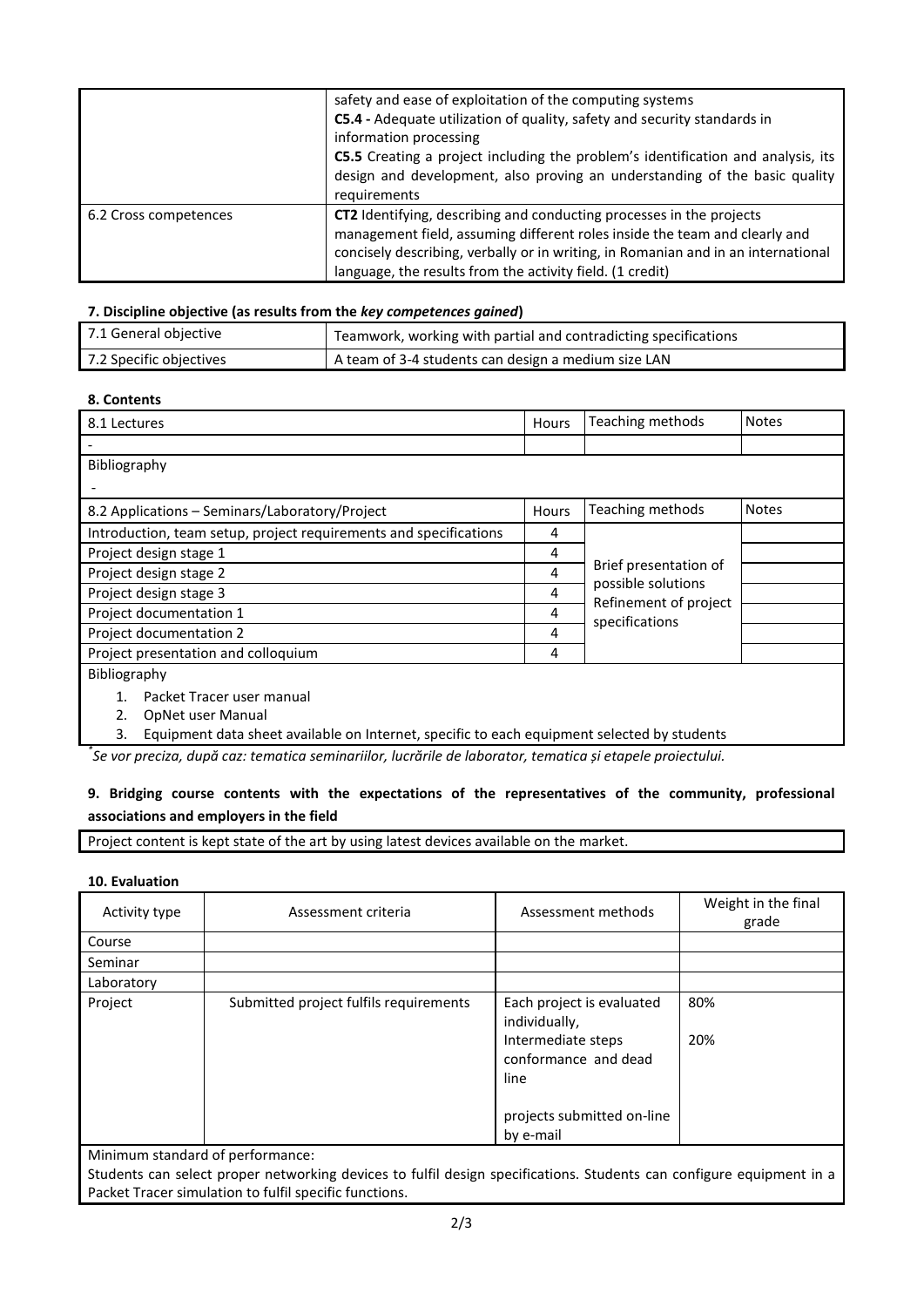| | |
|---|---|
| | safety and ease of exploitation of the computing systems<br>**C5.4 -** Adequate utilization of quality, safety and security standards in information processing<br>**C5.5** Creating a project including the problem's identification and analysis, its design and development, also proving an understanding of the basic quality requirements |
| 6.2 Cross competences | **CT2** Identifying, describing and conducting processes in the projects management field, assuming different roles inside the team and clearly and concisely describing, verbally or in writing, in Romanian and in an international language, the results from the activity field. (1 credit) |

**7. Discipline objective (as results from the *key competences gained*)**

| | |
|---|---|
| 7.1 General objective | Teamwork, working with partial and contradicting specifications |
| 7.2 Specific objectives | A team of 3-4 students can design a medium size LAN |

**8. Contents**

| 8.1 Lectures | Hours | Teaching methods | Notes |
|---|---|---|---|
| - | | | |
| Bibliography<br>- | | | |

| 8.2 Applications – Seminars/Laboratory/Project | Hours | Teaching methods | Notes |
|---|---|---|---|
| Introduction, team setup, project requirements and specifications | 4 | Brief presentation of possible solutions<br>Refinement of project specifications | |
| Project design stage 1 | 4 | | |
| Project design stage 2 | 4 | | |
| Project design stage 3 | 4 | | |
| Project documentation 1 | 4 | | |
| Project documentation 2 | 4 | | |
| Project presentation and colloquium | 4 | | |

Bibliography

1. Packet Tracer user manual
2. OpNet user Manual
3. Equipment data sheet available on Internet, specific to each equipment selected by students

*Se vor preciza, după caz: tematica seminariilor, lucrările de laborator, tematica și etapele proiectului.

**9. Bridging course contents with the expectations of the representatives of the community, professional associations and employers in the field**

Project content is kept state of the art by using latest devices available on the market.

**10. Evaluation**

| Activity type | Assessment criteria | Assessment methods | Weight in the final grade |
|---|---|---|---|
| Course | | | |
| Seminar | | | |
| Laboratory | | | |
| Project | Submitted project fulfils requirements | Each project is evaluated individually,<br>Intermediate steps conformance and dead line<br><br>projects submitted on-line by e-mail | 80%<br><br>20% |

Minimum standard of performance:
Students can select proper networking devices to fulfil design specifications. Students can configure equipment in a Packet Tracer simulation to fulfil specific functions.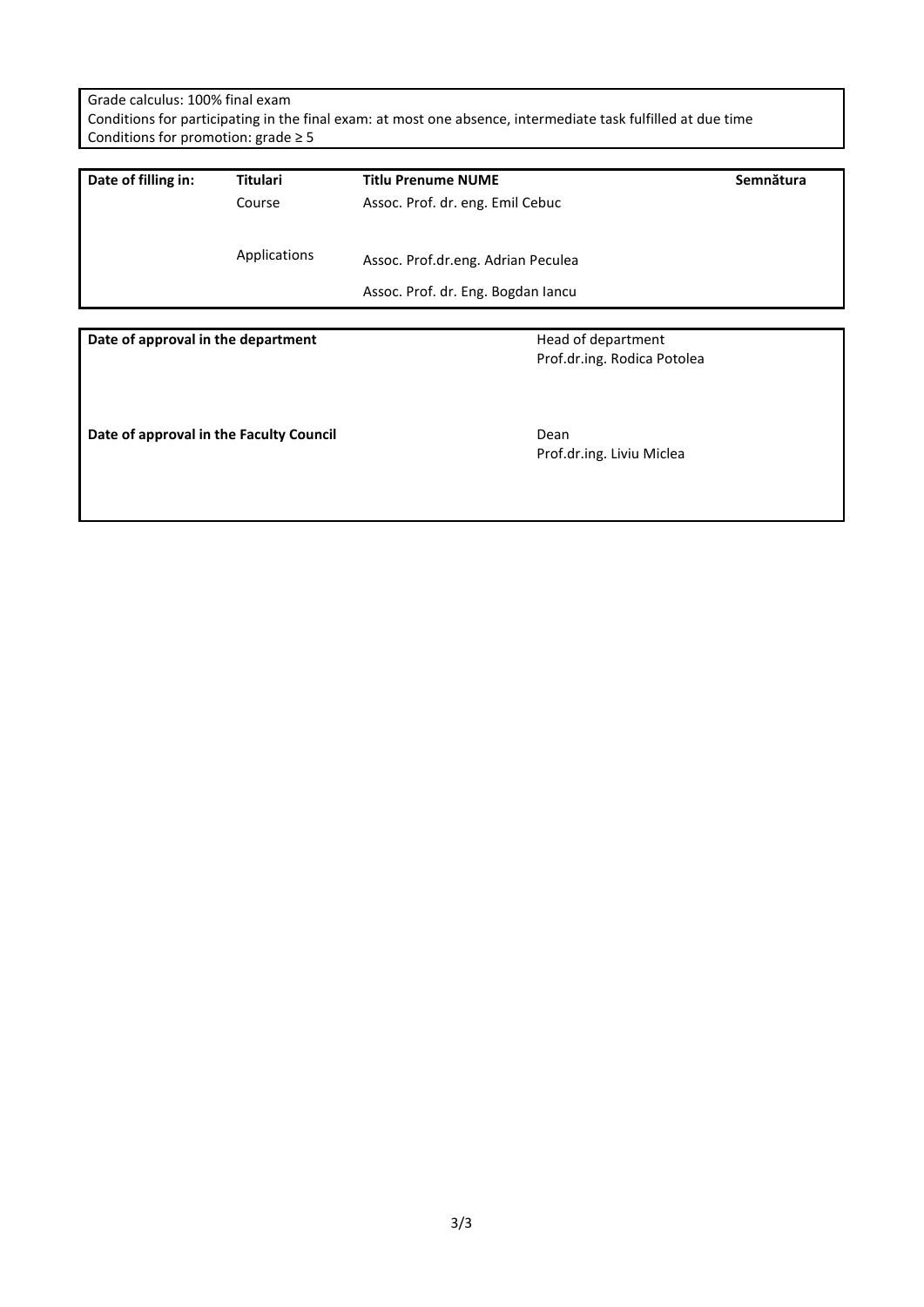Grade calculus: 100% final exam
Conditions for participating in the final exam: at most one absence, intermediate task fulfilled at due time
Conditions for promotion: grade ≥ 5

| Date of filling in: | Titulari | Titlu Prenume NUME | Semnătura |
|---|---|---|---|
| | Course | Assoc. Prof. dr. eng. Emil Cebuc | |
| | Applications | Assoc. Prof.dr.eng. Adrian Peculea | |
| | | Assoc. Prof. dr. Eng. Bogdan Iancu | |

| | |
|---|---|
| **Date of approval in the department** | Head of department<br>Prof.dr.ing. Rodica Potolea |
| **Date of approval in the Faculty Council** | Dean<br>Prof.dr.ing. Liviu Miclea |